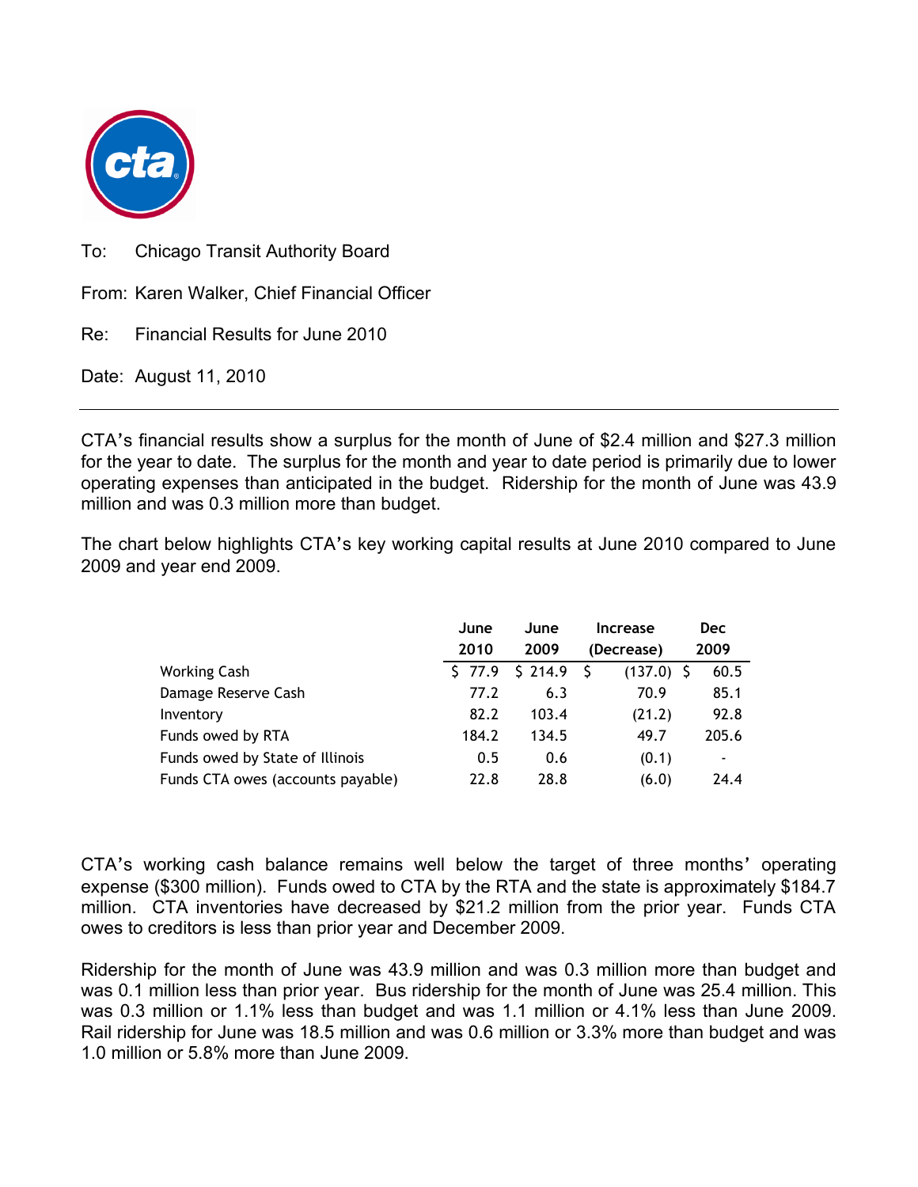To: Chicago Transit Authority Board

From: Karen Walker, Chief Financial Officer

Re: Financial Results for June 2010

Date: August 11, 2010

---

CTA's financial results show a surplus for the month of June of $2.4 million and $27.3 million for the year to date. The surplus for the month and year to date period is primarily due to lower operating expenses than anticipated in the budget. Ridership for the month of June was 43.9 million and was 0.3 million more than budget.

The chart below highlights CTA's key working capital results at June 2010 compared to June 2009 and year end 2009.

| | June 2010 | June 2009 | Increase (Decrease) | Dec 2009 |
|---|---|---|---|---|
| Working Cash | $ 77.9 | $ 214.9 | $ (137.0) | $ 60.5 |
| Damage Reserve Cash | 77.2 | 6.3 | 70.9 | 85.1 |
| Inventory | 82.2 | 103.4 | (21.2) | 92.8 |
| Funds owed by RTA | 184.2 | 134.5 | 49.7 | 205.6 |
| Funds owed by State of Illinois | 0.5 | 0.6 | (0.1) | - |
| Funds CTA owes (accounts payable) | 22.8 | 28.8 | (6.0) | 24.4 |

CTA's working cash balance remains well below the target of three months' operating expense ($300 million). Funds owed to CTA by the RTA and the state is approximately $184.7 million. CTA inventories have decreased by $21.2 million from the prior year. Funds CTA owes to creditors is less than prior year and December 2009.

Ridership for the month of June was 43.9 million and was 0.3 million more than budget and was 0.1 million less than prior year. Bus ridership for the month of June was 25.4 million. This was 0.3 million or 1.1% less than budget and was 1.1 million or 4.1% less than June 2009. Rail ridership for June was 18.5 million and was 0.6 million or 3.3% more than budget and was 1.0 million or 5.8% more than June 2009.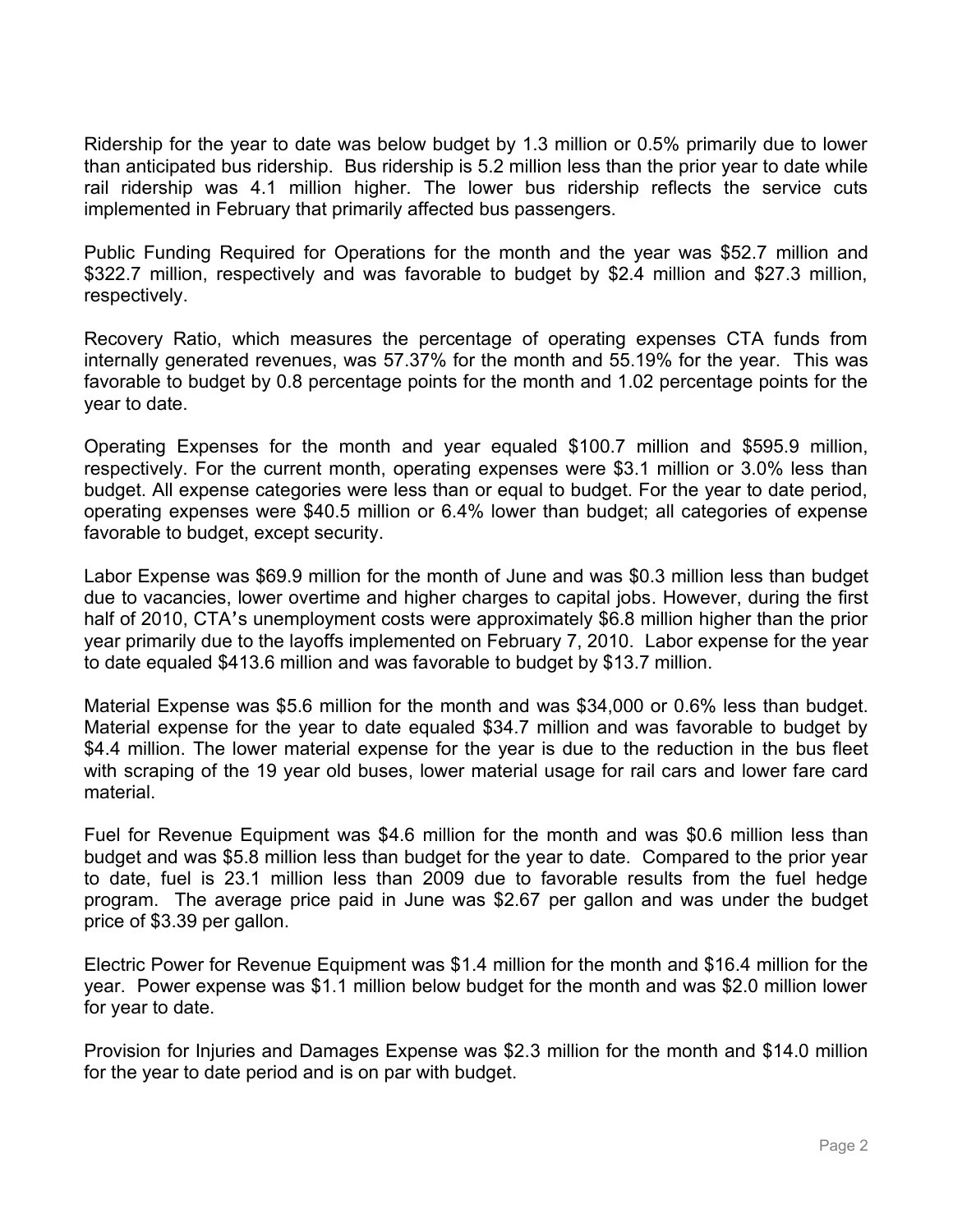Ridership for the year to date was below budget by 1.3 million or 0.5% primarily due to lower than anticipated bus ridership. Bus ridership is 5.2 million less than the prior year to date while rail ridership was 4.1 million higher. The lower bus ridership reflects the service cuts implemented in February that primarily affected bus passengers.

Public Funding Required for Operations for the month and the year was $52.7 million and $322.7 million, respectively and was favorable to budget by $2.4 million and $27.3 million, respectively.

Recovery Ratio, which measures the percentage of operating expenses CTA funds from internally generated revenues, was 57.37% for the month and 55.19% for the year. This was favorable to budget by 0.8 percentage points for the month and 1.02 percentage points for the year to date.

Operating Expenses for the month and year equaled $100.7 million and $595.9 million, respectively. For the current month, operating expenses were $3.1 million or 3.0% less than budget. All expense categories were less than or equal to budget. For the year to date period, operating expenses were $40.5 million or 6.4% lower than budget; all categories of expense favorable to budget, except security.

Labor Expense was $69.9 million for the month of June and was $0.3 million less than budget due to vacancies, lower overtime and higher charges to capital jobs. However, during the first half of 2010, CTA's unemployment costs were approximately $6.8 million higher than the prior year primarily due to the layoffs implemented on February 7, 2010. Labor expense for the year to date equaled $413.6 million and was favorable to budget by $13.7 million.

Material Expense was $5.6 million for the month and was $34,000 or 0.6% less than budget. Material expense for the year to date equaled $34.7 million and was favorable to budget by $4.4 million. The lower material expense for the year is due to the reduction in the bus fleet with scraping of the 19 year old buses, lower material usage for rail cars and lower fare card material.

Fuel for Revenue Equipment was $4.6 million for the month and was $0.6 million less than budget and was $5.8 million less than budget for the year to date. Compared to the prior year to date, fuel is 23.1 million less than 2009 due to favorable results from the fuel hedge program. The average price paid in June was $2.67 per gallon and was under the budget price of $3.39 per gallon.

Electric Power for Revenue Equipment was $1.4 million for the month and $16.4 million for the year. Power expense was $1.1 million below budget for the month and was $2.0 million lower for year to date.

Provision for Injuries and Damages Expense was $2.3 million for the month and $14.0 million for the year to date period and is on par with budget.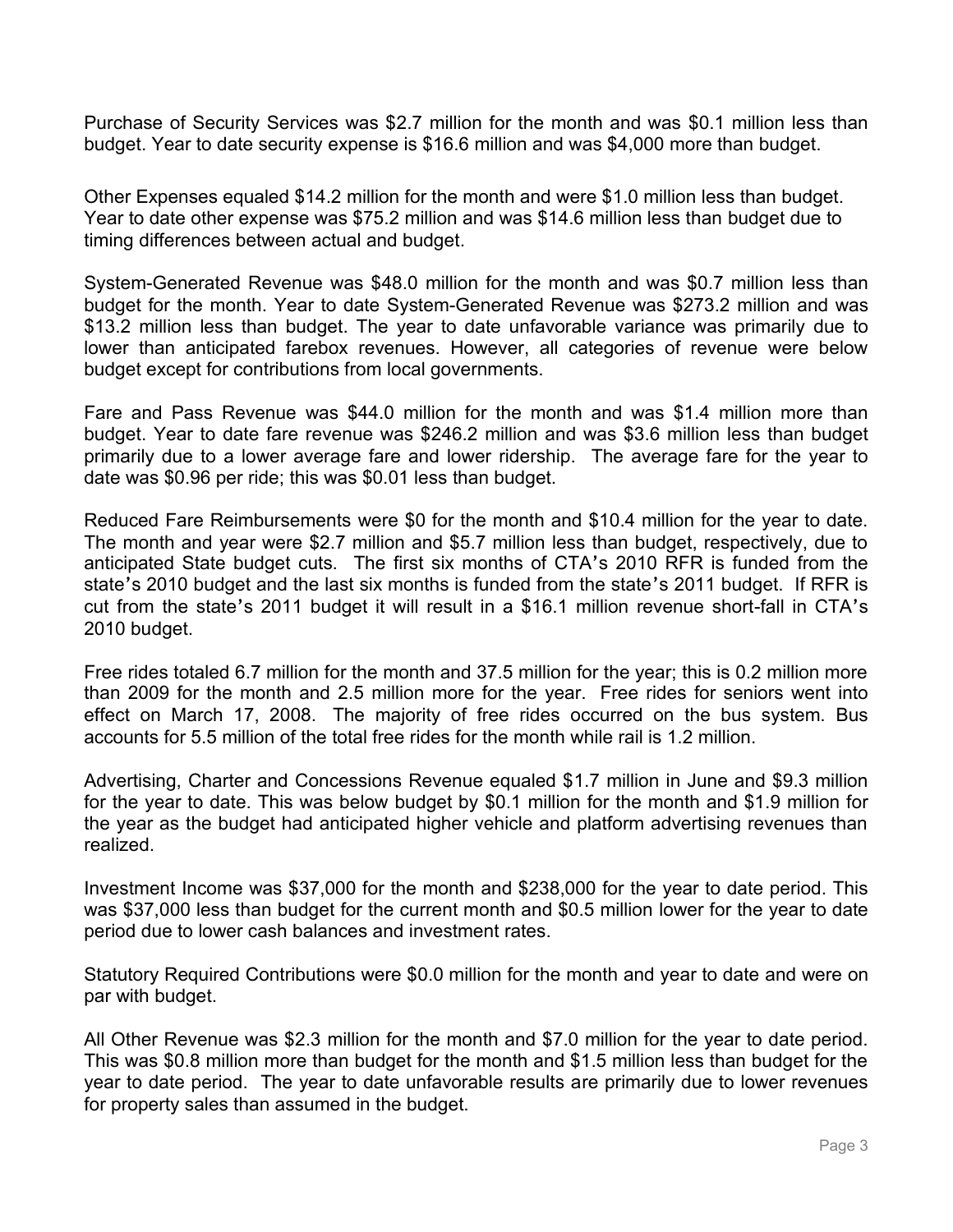Purchase of Security Services was $2.7 million for the month and was $0.1 million less than budget. Year to date security expense is $16.6 million and was $4,000 more than budget.

Other Expenses equaled $14.2 million for the month and were $1.0 million less than budget. Year to date other expense was $75.2 million and was $14.6 million less than budget due to timing differences between actual and budget.

System-Generated Revenue was $48.0 million for the month and was $0.7 million less than budget for the month. Year to date System-Generated Revenue was $273.2 million and was $13.2 million less than budget. The year to date unfavorable variance was primarily due to lower than anticipated farebox revenues. However, all categories of revenue were below budget except for contributions from local governments.

Fare and Pass Revenue was $44.0 million for the month and was $1.4 million more than budget. Year to date fare revenue was $246.2 million and was $3.6 million less than budget primarily due to a lower average fare and lower ridership. The average fare for the year to date was $0.96 per ride; this was $0.01 less than budget.

Reduced Fare Reimbursements were $0 for the month and $10.4 million for the year to date. The month and year were $2.7 million and $5.7 million less than budget, respectively, due to anticipated State budget cuts. The first six months of CTA's 2010 RFR is funded from the state's 2010 budget and the last six months is funded from the state's 2011 budget. If RFR is cut from the state's 2011 budget it will result in a $16.1 million revenue short-fall in CTA's 2010 budget.

Free rides totaled 6.7 million for the month and 37.5 million for the year; this is 0.2 million more than 2009 for the month and 2.5 million more for the year. Free rides for seniors went into effect on March 17, 2008. The majority of free rides occurred on the bus system. Bus accounts for 5.5 million of the total free rides for the month while rail is 1.2 million.

Advertising, Charter and Concessions Revenue equaled $1.7 million in June and $9.3 million for the year to date. This was below budget by $0.1 million for the month and $1.9 million for the year as the budget had anticipated higher vehicle and platform advertising revenues than realized.

Investment Income was $37,000 for the month and $238,000 for the year to date period. This was $37,000 less than budget for the current month and $0.5 million lower for the year to date period due to lower cash balances and investment rates.

Statutory Required Contributions were $0.0 million for the month and year to date and were on par with budget.

All Other Revenue was $2.3 million for the month and $7.0 million for the year to date period. This was $0.8 million more than budget for the month and $1.5 million less than budget for the year to date period. The year to date unfavorable results are primarily due to lower revenues for property sales than assumed in the budget.